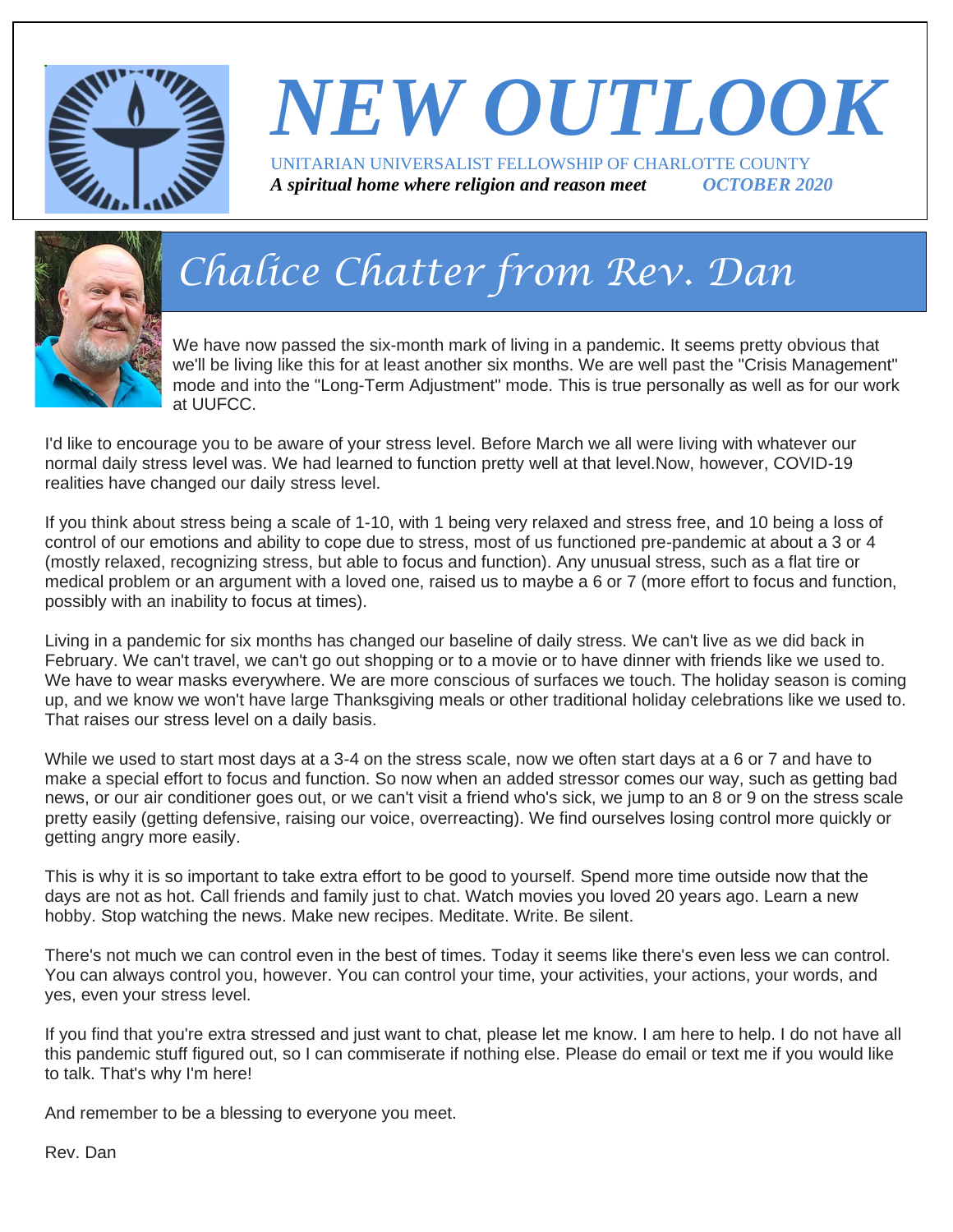# NEW OUTLOOK

UNITARIAN UNIVERSALIST FELLOWSHIP OF CHARLOTTE COUNTY

***A spiritual home where religion and reason meet*** ***OCTOBER 2020***

## Chalice Chatter from Rev. Dan

We have now passed the six-month mark of living in a pandemic. It seems pretty obvious that we'll be living like this for at least another six months. We are well past the "Crisis Management" mode and into the "Long-Term Adjustment" mode. This is true personally as well as for our work at UUFCC.

I'd like to encourage you to be aware of your stress level. Before March we all were living with whatever our normal daily stress level was. We had learned to function pretty well at that level.Now, however, COVID-19 realities have changed our daily stress level.

If you think about stress being a scale of 1-10, with 1 being very relaxed and stress free, and 10 being a loss of control of our emotions and ability to cope due to stress, most of us functioned pre-pandemic at about a 3 or 4 (mostly relaxed, recognizing stress, but able to focus and function). Any unusual stress, such as a flat tire or medical problem or an argument with a loved one, raised us to maybe a 6 or 7 (more effort to focus and function, possibly with an inability to focus at times).

Living in a pandemic for six months has changed our baseline of daily stress. We can't live as we did back in February. We can't travel, we can't go out shopping or to a movie or to have dinner with friends like we used to. We have to wear masks everywhere. We are more conscious of surfaces we touch. The holiday season is coming up, and we know we won't have large Thanksgiving meals or other traditional holiday celebrations like we used to. That raises our stress level on a daily basis.

While we used to start most days at a 3-4 on the stress scale, now we often start days at a 6 or 7 and have to make a special effort to focus and function. So now when an added stressor comes our way, such as getting bad news, or our air conditioner goes out, or we can't visit a friend who's sick, we jump to an 8 or 9 on the stress scale pretty easily (getting defensive, raising our voice, overreacting). We find ourselves losing control more quickly or getting angry more easily.

This is why it is so important to take extra effort to be good to yourself. Spend more time outside now that the days are not as hot. Call friends and family just to chat. Watch movies you loved 20 years ago. Learn a new hobby. Stop watching the news. Make new recipes. Meditate. Write. Be silent.

There's not much we can control even in the best of times. Today it seems like there's even less we can control. You can always control you, however. You can control your time, your activities, your actions, your words, and yes, even your stress level.

If you find that you're extra stressed and just want to chat, please let me know. I am here to help. I do not have all this pandemic stuff figured out, so I can commiserate if nothing else. Please do email or text me if you would like to talk. That's why I'm here!

And remember to be a blessing to everyone you meet.

Rev. Dan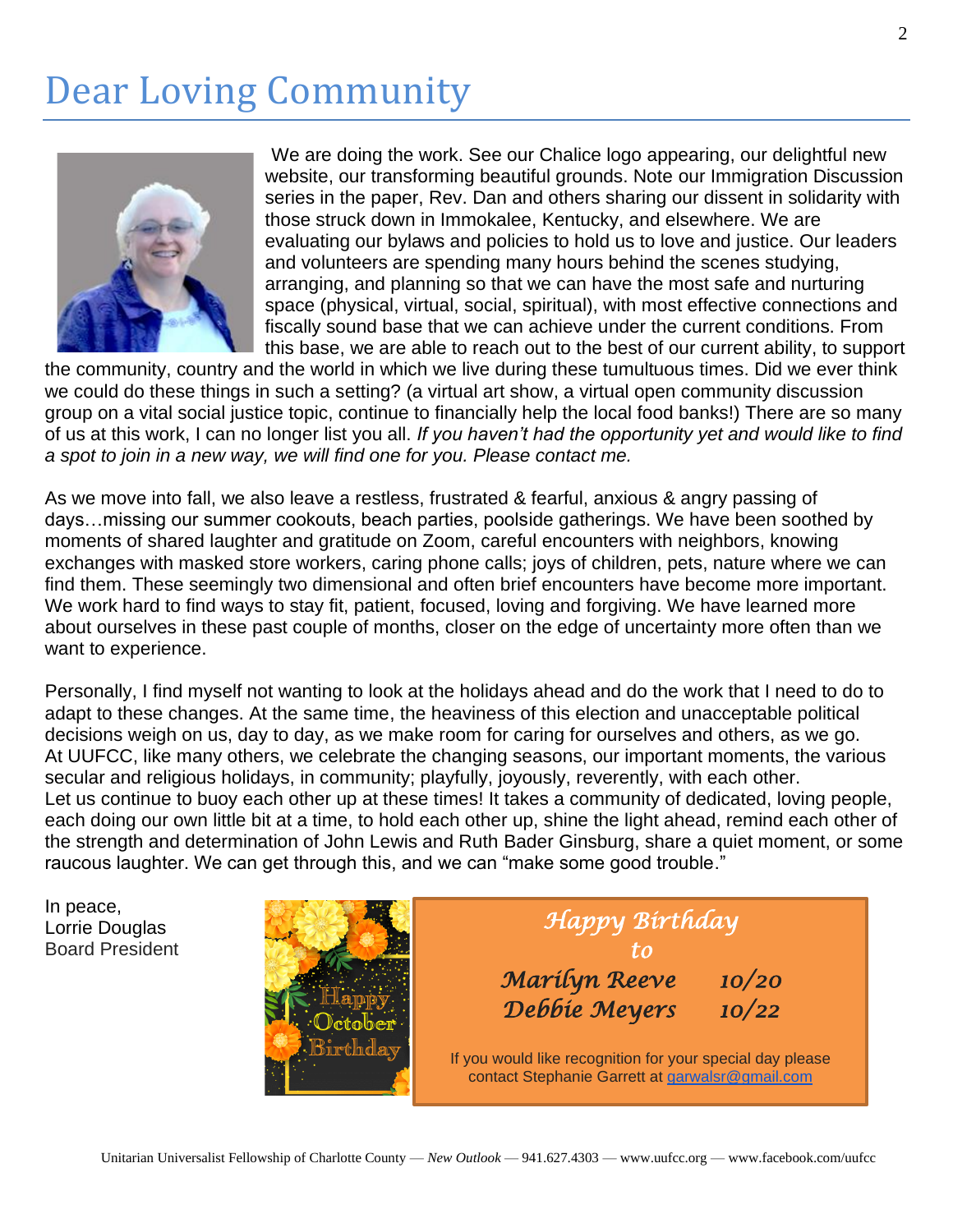# Dear Loving Community

We are doing the work. See our Chalice logo appearing, our delightful new website, our transforming beautiful grounds. Note our Immigration Discussion series in the paper, Rev. Dan and others sharing our dissent in solidarity with those struck down in Immokalee, Kentucky, and elsewhere. We are evaluating our bylaws and policies to hold us to love and justice. Our leaders and volunteers are spending many hours behind the scenes studying, arranging, and planning so that we can have the most safe and nurturing space (physical, virtual, social, spiritual), with most effective connections and fiscally sound base that we can achieve under the current conditions. From this base, we are able to reach out to the best of our current ability, to support the community, country and the world in which we live during these tumultuous times. Did we ever think we could do these things in such a setting? (a virtual art show, a virtual open community discussion group on a vital social justice topic, continue to financially help the local food banks!) There are so many of us at this work, I can no longer list you all. *If you haven't had the opportunity yet and would like to find a spot to join in a new way, we will find one for you. Please contact me.*

As we move into fall, we also leave a restless, frustrated & fearful, anxious & angry passing of days…missing our summer cookouts, beach parties, poolside gatherings. We have been soothed by moments of shared laughter and gratitude on Zoom, careful encounters with neighbors, knowing exchanges with masked store workers, caring phone calls; joys of children, pets, nature where we can find them. These seemingly two dimensional and often brief encounters have become more important. We work hard to find ways to stay fit, patient, focused, loving and forgiving. We have learned more about ourselves in these past couple of months, closer on the edge of uncertainty more often than we want to experience.

Personally, I find myself not wanting to look at the holidays ahead and do the work that I need to do to adapt to these changes. At the same time, the heaviness of this election and unacceptable political decisions weigh on us, day to day, as we make room for caring for ourselves and others, as we go. At UUFCC, like many others, we celebrate the changing seasons, our important moments, the various secular and religious holidays, in community; playfully, joyously, reverently, with each other. Let us continue to buoy each other up at these times! It takes a community of dedicated, loving people, each doing our own little bit at a time, to hold each other up, shine the light ahead, remind each other of the strength and determination of John Lewis and Ruth Bader Ginsburg, share a quiet moment, or some raucous laughter. We can get through this, and we can "make some good trouble."

In peace,
Lorrie Douglas
Board President

Happy October Birthday

*Happy Birthday to*

*Marilyn Reeve 10/20*
*Debbie Meyers 10/22*

If you would like recognition for your special day please contact Stephanie Garrett at garwalsr@gmail.com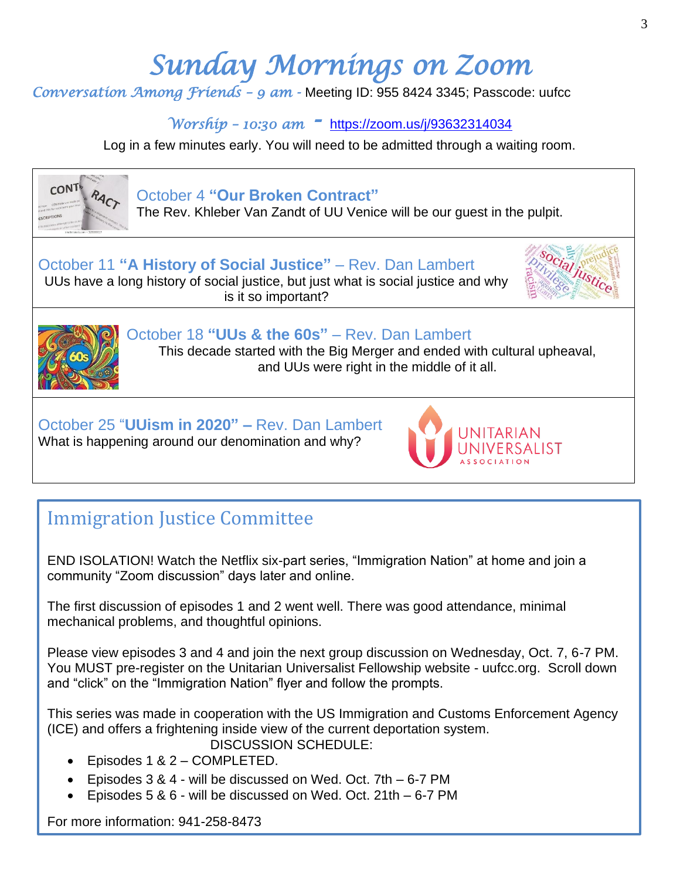# *Sunday Mornings on Zoom*

*Conversation Among Friends – 9 am -* Meeting ID: 955 8424 3345; Passcode: uufcc

*Worship – 10:30 am* - https://zoom.us/j/93632314034

Log in a few minutes early. You will need to be admitted through a waiting room.

October 4 **"Our Broken Contract"**
The Rev. Khleber Van Zandt of UU Venice will be our guest in the pulpit.

October 11 **"A History of Social Justice"** – Rev. Dan Lambert
UUs have a long history of social justice, but just what is social justice and why is it so important?

October 18 **"UUs & the 60s"** – Rev. Dan Lambert
This decade started with the Big Merger and ended with cultural upheaval, and UUs were right in the middle of it all.

October 25 "**UUism in 2020" –** Rev. Dan Lambert
What is happening around our denomination and why?

## Immigration Justice Committee

END ISOLATION! Watch the Netflix six-part series, "Immigration Nation" at home and join a community "Zoom discussion" days later and online.

The first discussion of episodes 1 and 2 went well. There was good attendance, minimal mechanical problems, and thoughtful opinions.

Please view episodes 3 and 4 and join the next group discussion on Wednesday, Oct. 7, 6-7 PM. You MUST pre-register on the Unitarian Universalist Fellowship website - uufcc.org. Scroll down and "click" on the "Immigration Nation" flyer and follow the prompts.

This series was made in cooperation with the US Immigration and Customs Enforcement Agency (ICE) and offers a frightening inside view of the current deportation system.

DISCUSSION SCHEDULE:

- Episodes 1 & 2 – COMPLETED.
- Episodes 3 & 4 - will be discussed on Wed. Oct. 7th – 6-7 PM
- Episodes 5 & 6 - will be discussed on Wed. Oct. 21th – 6-7 PM

For more information: 941-258-8473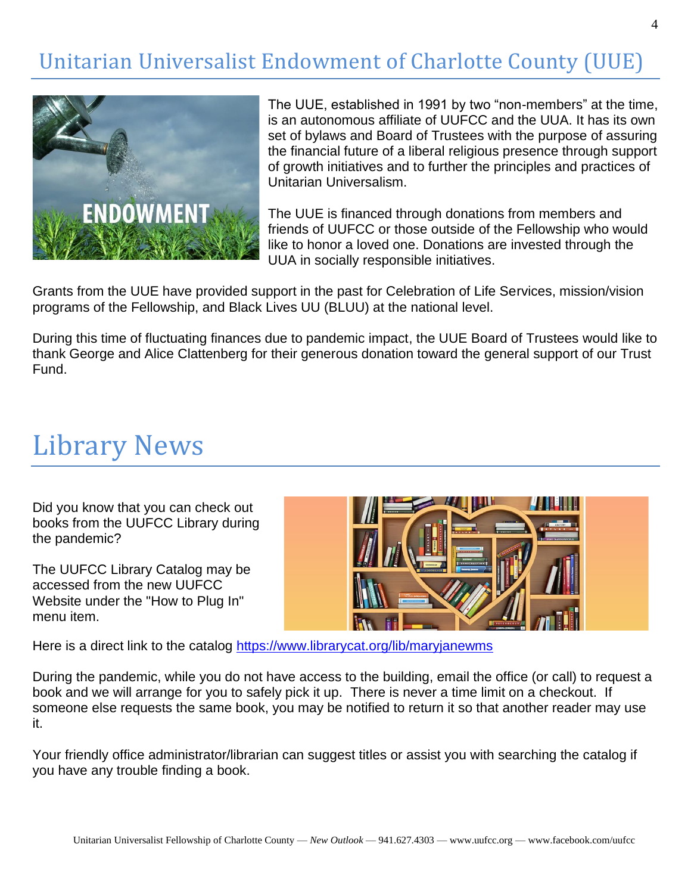# Unitarian Universalist Endowment of Charlotte County (UUE)

The UUE, established in 1991 by two "non-members" at the time, is an autonomous affiliate of UUFCC and the UUA. It has its own set of bylaws and Board of Trustees with the purpose of assuring the financial future of a liberal religious presence through support of growth initiatives and to further the principles and practices of Unitarian Universalism.

The UUE is financed through donations from members and friends of UUFCC or those outside of the Fellowship who would like to honor a loved one. Donations are invested through the UUA in socially responsible initiatives.

Grants from the UUE have provided support in the past for Celebration of Life Services, mission/vision programs of the Fellowship, and Black Lives UU (BLUU) at the national level.

During this time of fluctuating finances due to pandemic impact, the UUE Board of Trustees would like to thank George and Alice Clattenberg for their generous donation toward the general support of our Trust Fund.

# Library News

Did you know that you can check out books from the UUFCC Library during the pandemic?

The UUFCC Library Catalog may be accessed from the new UUFCC Website under the "How to Plug In" menu item.

Here is a direct link to the catalog https://www.librarycat.org/lib/maryjanewms

During the pandemic, while you do not have access to the building, email the office (or call) to request a book and we will arrange for you to safely pick it up. There is never a time limit on a checkout. If someone else requests the same book, you may be notified to return it so that another reader may use it.

Your friendly office administrator/librarian can suggest titles or assist you with searching the catalog if you have any trouble finding a book.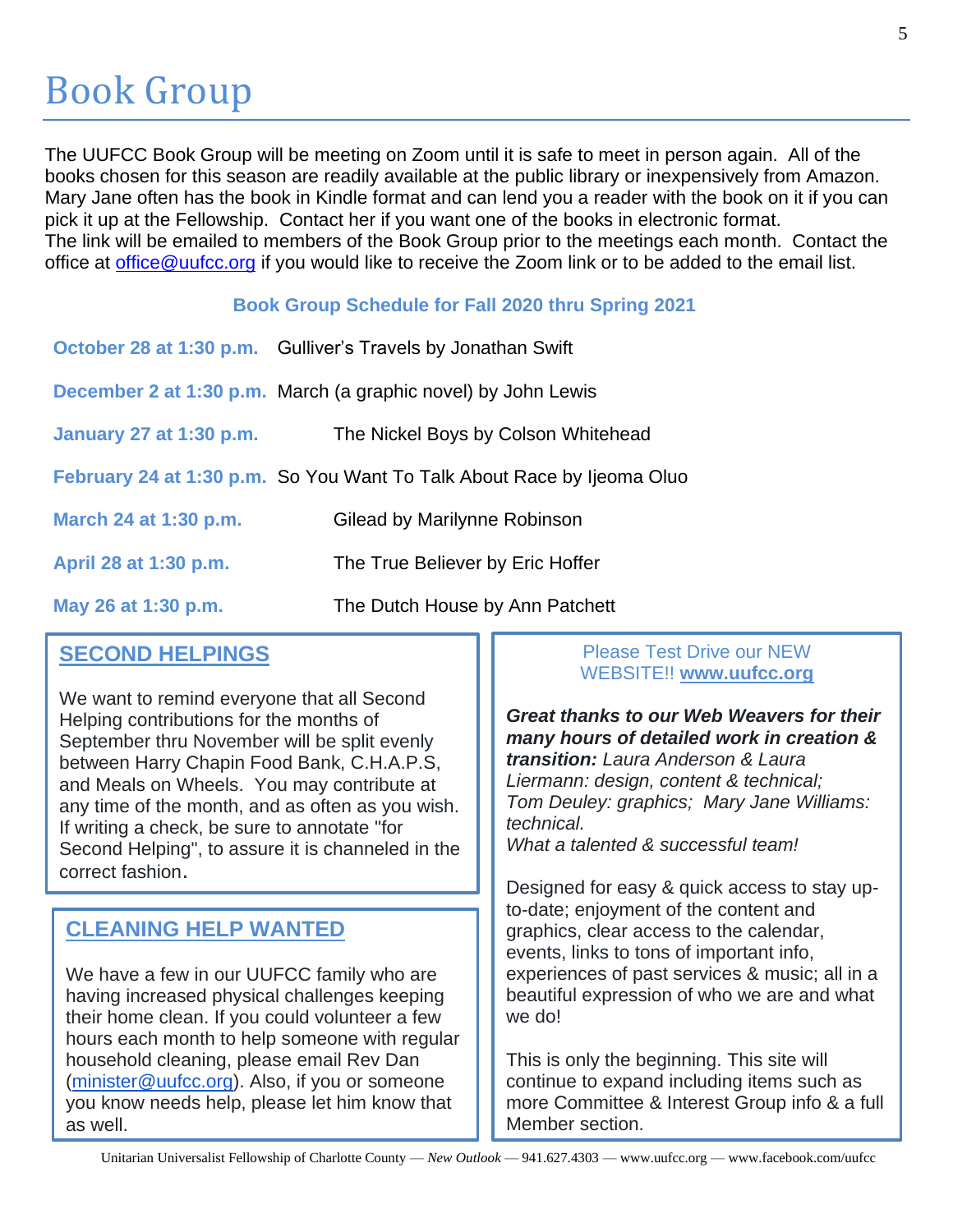# Book Group

The UUFCC Book Group will be meeting on Zoom until it is safe to meet in person again. All of the books chosen for this season are readily available at the public library or inexpensively from Amazon. Mary Jane often has the book in Kindle format and can lend you a reader with the book on it if you can pick it up at the Fellowship. Contact her if you want one of the books in electronic format.
The link will be emailed to members of the Book Group prior to the meetings each month. Contact the office at office@uufcc.org if you would like to receive the Zoom link or to be added to the email list.

**Book Group Schedule for Fall 2020 thru Spring 2021**

| Date | Book |
|---|---|
| **October 28 at 1:30 p.m.** | Gulliver's Travels by Jonathan Swift |
| **December 2 at 1:30 p.m.** | March (a graphic novel) by John Lewis |
| **January 27 at 1:30 p.m.** | The Nickel Boys by Colson Whitehead |
| **February 24 at 1:30 p.m.** | So You Want To Talk About Race by Ijeoma Oluo |
| **March 24 at 1:30 p.m.** | Gilead by Marilynne Robinson |
| **April 28 at 1:30 p.m.** | The True Believer by Eric Hoffer |
| **May 26 at 1:30 p.m.** | The Dutch House by Ann Patchett |

## SECOND HELPINGS

We want to remind everyone that all Second Helping contributions for the months of September thru November will be split evenly between Harry Chapin Food Bank, C.H.A.P.S, and Meals on Wheels. You may contribute at any time of the month, and as often as you wish. If writing a check, be sure to annotate "for Second Helping", to assure it is channeled in the correct fashion.

## CLEANING HELP WANTED

We have a few in our UUFCC family who are having increased physical challenges keeping their home clean. If you could volunteer a few hours each month to help someone with regular household cleaning, please email Rev Dan (minister@uufcc.org). Also, if you or someone you know needs help, please let him know that as well.

Please Test Drive our NEW WEBSITE!! **www.uufcc.org**

***Great thanks to our Web Weavers for their many hours of detailed work in creation & transition:*** *Laura Anderson & Laura Liermann: design, content & technical; Tom Deuley: graphics; Mary Jane Williams: technical.*
*What a talented & successful team!*

Designed for easy & quick access to stay up-to-date; enjoyment of the content and graphics, clear access to the calendar, events, links to tons of important info, experiences of past services & music; all in a beautiful expression of who we are and what we do!

This is only the beginning. This site will continue to expand including items such as more Committee & Interest Group info & a full Member section.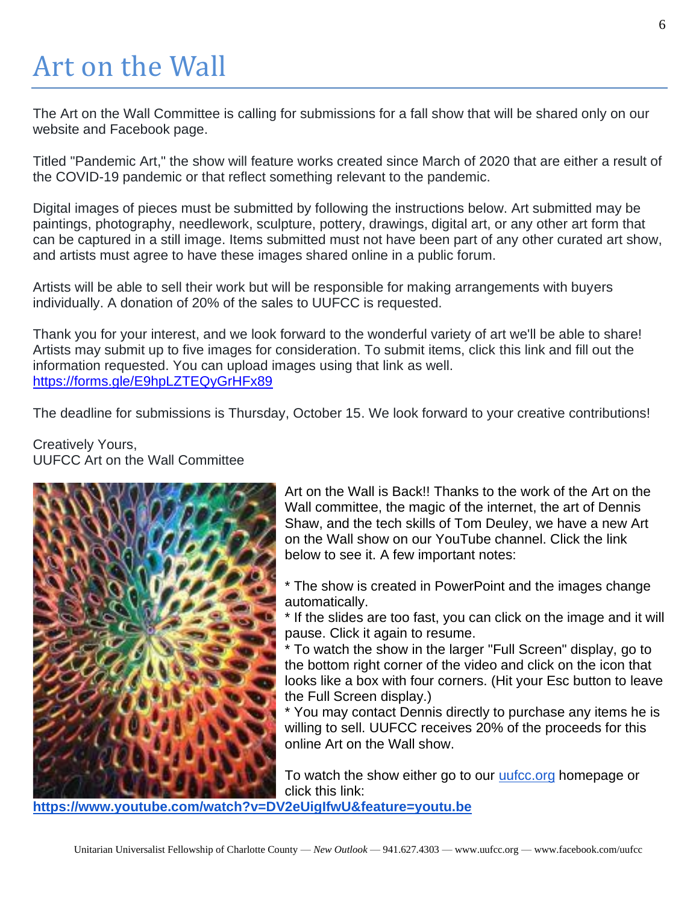# Art on the Wall

The Art on the Wall Committee is calling for submissions for a fall show that will be shared only on our website and Facebook page.

Titled "Pandemic Art," the show will feature works created since March of 2020 that are either a result of the COVID-19 pandemic or that reflect something relevant to the pandemic.

Digital images of pieces must be submitted by following the instructions below. Art submitted may be paintings, photography, needlework, sculpture, pottery, drawings, digital art, or any other art form that can be captured in a still image. Items submitted must not have been part of any other curated art show, and artists must agree to have these images shared online in a public forum.

Artists will be able to sell their work but will be responsible for making arrangements with buyers individually. A donation of 20% of the sales to UUFCC is requested.

Thank you for your interest, and we look forward to the wonderful variety of art we'll be able to share! Artists may submit up to five images for consideration. To submit items, click this link and fill out the information requested. You can upload images using that link as well.
https://forms.gle/E9hpLZTEQyGrHFx89

The deadline for submissions is Thursday, October 15. We look forward to your creative contributions!

Creatively Yours,
UUFCC Art on the Wall Committee

Art on the Wall is Back!! Thanks to the work of the Art on the Wall committee, the magic of the internet, the art of Dennis Shaw, and the tech skills of Tom Deuley, we have a new Art on the Wall show on our YouTube channel. Click the link below to see it. A few important notes:

* The show is created in PowerPoint and the images change automatically.
* If the slides are too fast, you can click on the image and it will pause. Click it again to resume.
* To watch the show in the larger "Full Screen" display, go to the bottom right corner of the video and click on the icon that looks like a box with four corners. (Hit your Esc button to leave the Full Screen display.)
* You may contact Dennis directly to purchase any items he is willing to sell. UUFCC receives 20% of the proceeds for this online Art on the Wall show.

To watch the show either go to our uufcc.org homepage or click this link:
**https://www.youtube.com/watch?v=DV2eUigIfwU&feature=youtu.be**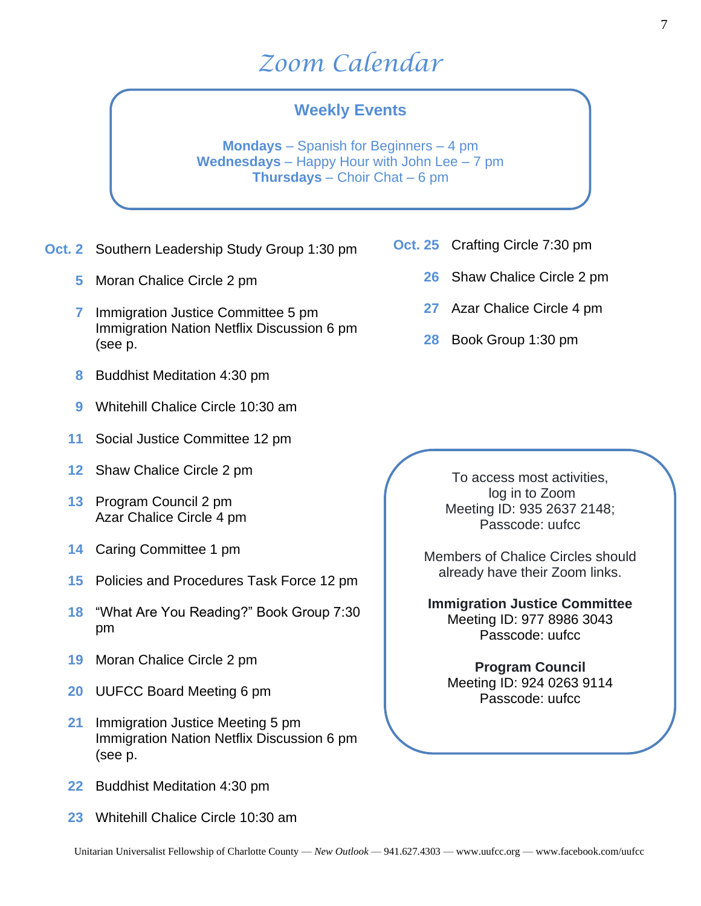# Zoom Calendar

## Weekly Events

**Mondays** – Spanish for Beginners – 4 pm
**Wednesdays** – Happy Hour with John Lee – 7 pm
**Thursdays** – Choir Chat – 6 pm

**Oct. 2** Southern Leadership Study Group 1:30 pm

**5** Moran Chalice Circle 2 pm

**7** Immigration Justice Committee 5 pm
Immigration Nation Netflix Discussion 6 pm (see p.

**8** Buddhist Meditation 4:30 pm

**9** Whitehill Chalice Circle 10:30 am

**11** Social Justice Committee 12 pm

**12** Shaw Chalice Circle 2 pm

**13** Program Council 2 pm
Azar Chalice Circle 4 pm

**14** Caring Committee 1 pm

**15** Policies and Procedures Task Force 12 pm

**18** "What Are You Reading?" Book Group 7:30 pm

**19** Moran Chalice Circle 2 pm

**20** UUFCC Board Meeting 6 pm

**21** Immigration Justice Meeting 5 pm
Immigration Nation Netflix Discussion 6 pm (see p.

**22** Buddhist Meditation 4:30 pm

**23** Whitehill Chalice Circle 10:30 am

**Oct. 25** Crafting Circle 7:30 pm

**26** Shaw Chalice Circle 2 pm

**27** Azar Chalice Circle 4 pm

**28** Book Group 1:30 pm

To access most activities, log in to Zoom
Meeting ID: 935 2637 2148;
Passcode: uufcc

Members of Chalice Circles should already have their Zoom links.

**Immigration Justice Committee**
Meeting ID: 977 8986 3043
Passcode: uufcc

**Program Council**
Meeting ID: 924 0263 9114
Passcode: uufcc